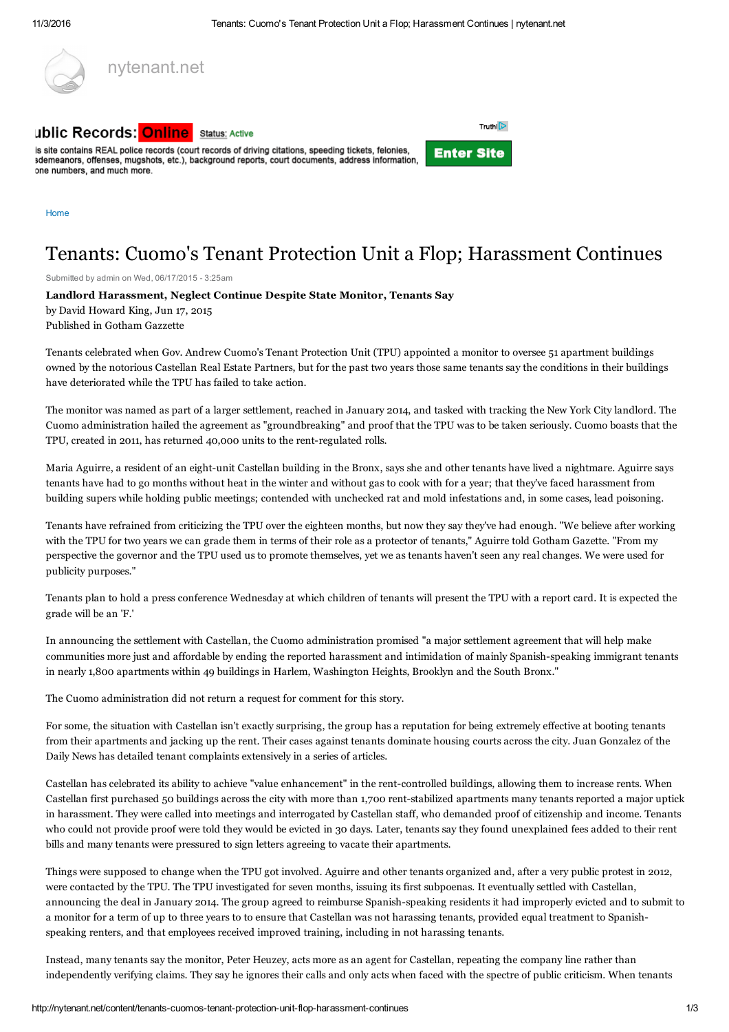nytenant.net

Home

# Tenants: Cuomo's Tenant Protection Unit a Flop; Harassment Continues

Submitted by admin on Wed, 06/17/2015 - 3:25am

**Landlord Harassment, Neglect Continue Despite State Monitor, Tenants Say**
by David Howard King, Jun 17, 2015
Published in Gotham Gazzette

Tenants celebrated when Gov. Andrew Cuomo's Tenant Protection Unit (TPU) appointed a monitor to oversee 51 apartment buildings owned by the notorious Castellan Real Estate Partners, but for the past two years those same tenants say the conditions in their buildings have deteriorated while the TPU has failed to take action.

The monitor was named as part of a larger settlement, reached in January 2014, and tasked with tracking the New York City landlord. The Cuomo administration hailed the agreement as "groundbreaking" and proof that the TPU was to be taken seriously. Cuomo boasts that the TPU, created in 2011, has returned 40,000 units to the rent-regulated rolls.

Maria Aguirre, a resident of an eight-unit Castellan building in the Bronx, says she and other tenants have lived a nightmare. Aguirre says tenants have had to go months without heat in the winter and without gas to cook with for a year; that they've faced harassment from building supers while holding public meetings; contended with unchecked rat and mold infestations and, in some cases, lead poisoning.

Tenants have refrained from criticizing the TPU over the eighteen months, but now they say they've had enough. "We believe after working with the TPU for two years we can grade them in terms of their role as a protector of tenants," Aguirre told Gotham Gazette. "From my perspective the governor and the TPU used us to promote themselves, yet we as tenants haven't seen any real changes. We were used for publicity purposes."

Tenants plan to hold a press conference Wednesday at which children of tenants will present the TPU with a report card. It is expected the grade will be an 'F.'

In announcing the settlement with Castellan, the Cuomo administration promised "a major settlement agreement that will help make communities more just and affordable by ending the reported harassment and intimidation of mainly Spanish-speaking immigrant tenants in nearly 1,800 apartments within 49 buildings in Harlem, Washington Heights, Brooklyn and the South Bronx."

The Cuomo administration did not return a request for comment for this story.

For some, the situation with Castellan isn't exactly surprising, the group has a reputation for being extremely effective at booting tenants from their apartments and jacking up the rent. Their cases against tenants dominate housing courts across the city. Juan Gonzalez of the Daily News has detailed tenant complaints extensively in a series of articles.

Castellan has celebrated its ability to achieve "value enhancement" in the rent-controlled buildings, allowing them to increase rents. When Castellan first purchased 50 buildings across the city with more than 1,700 rent-stabilized apartments many tenants reported a major uptick in harassment. They were called into meetings and interrogated by Castellan staff, who demanded proof of citizenship and income. Tenants who could not provide proof were told they would be evicted in 30 days. Later, tenants say they found unexplained fees added to their rent bills and many tenants were pressured to sign letters agreeing to vacate their apartments.

Things were supposed to change when the TPU got involved. Aguirre and other tenants organized and, after a very public protest in 2012, were contacted by the TPU. The TPU investigated for seven months, issuing its first subpoenas. It eventually settled with Castellan, announcing the deal in January 2014. The group agreed to reimburse Spanish-speaking residents it had improperly evicted and to submit to a monitor for a term of up to three years to to ensure that Castellan was not harassing tenants, provided equal treatment to Spanish-speaking renters, and that employees received improved training, including in not harassing tenants.

Instead, many tenants say the monitor, Peter Heuzey, acts more as an agent for Castellan, repeating the company line rather than independently verifying claims. They say he ignores their calls and only acts when faced with the spectre of public criticism. When tenants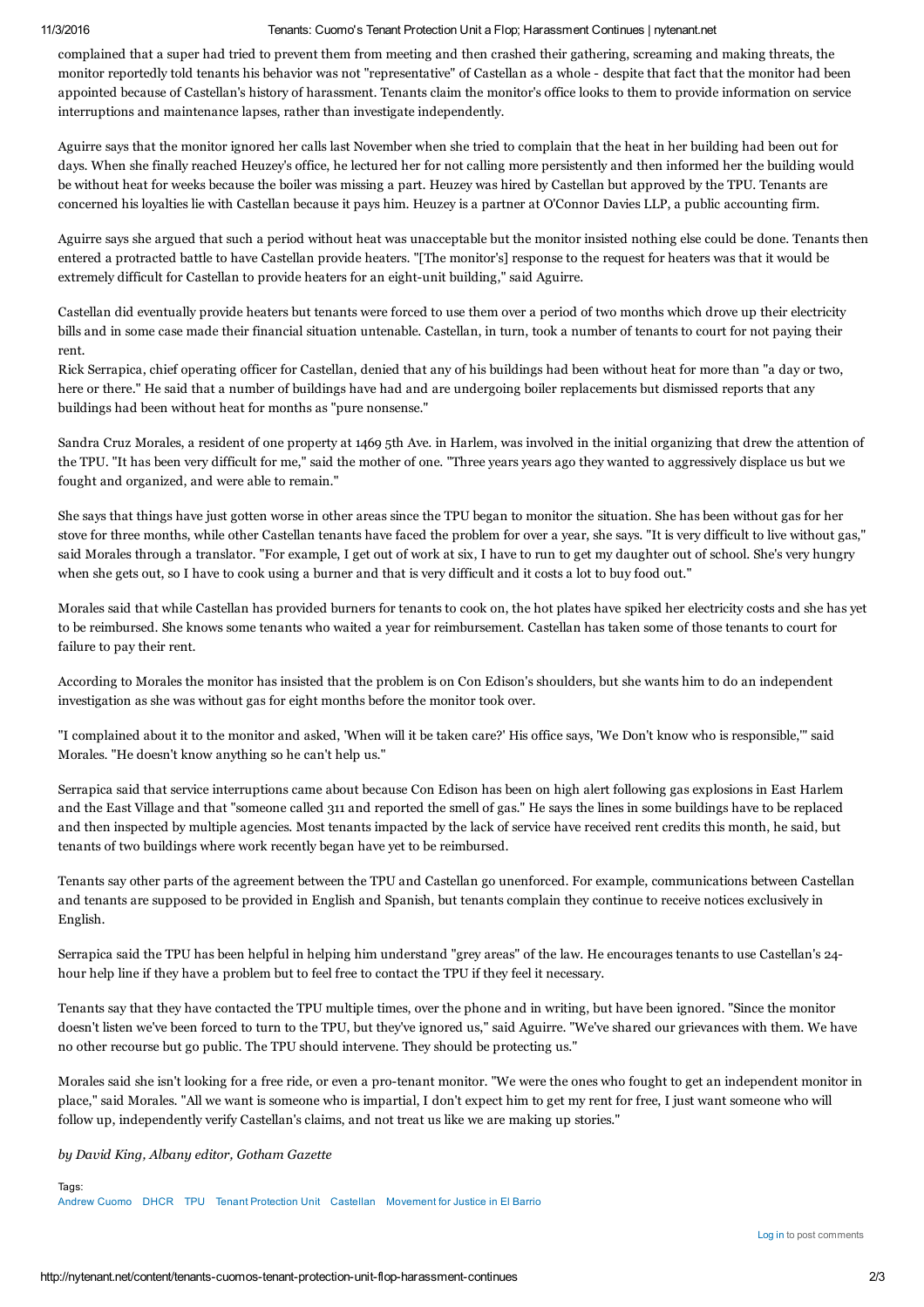complained that a super had tried to prevent them from meeting and then crashed their gathering, screaming and making threats, the monitor reportedly told tenants his behavior was not "representative" of Castellan as a whole - despite that fact that the monitor had been appointed because of Castellan's history of harassment. Tenants claim the monitor's office looks to them to provide information on service interruptions and maintenance lapses, rather than investigate independently.

Aguirre says that the monitor ignored her calls last November when she tried to complain that the heat in her building had been out for days. When she finally reached Heuzey's office, he lectured her for not calling more persistently and then informed her the building would be without heat for weeks because the boiler was missing a part. Heuzey was hired by Castellan but approved by the TPU. Tenants are concerned his loyalties lie with Castellan because it pays him. Heuzey is a partner at O'Connor Davies LLP, a public accounting firm.

Aguirre says she argued that such a period without heat was unacceptable but the monitor insisted nothing else could be done. Tenants then entered a protracted battle to have Castellan provide heaters. "[The monitor's] response to the request for heaters was that it would be extremely difficult for Castellan to provide heaters for an eight-unit building," said Aguirre.

Castellan did eventually provide heaters but tenants were forced to use them over a period of two months which drove up their electricity bills and in some case made their financial situation untenable. Castellan, in turn, took a number of tenants to court for not paying their rent.

Rick Serrapica, chief operating officer for Castellan, denied that any of his buildings had been without heat for more than "a day or two, here or there." He said that a number of buildings have had and are undergoing boiler replacements but dismissed reports that any buildings had been without heat for months as "pure nonsense."

Sandra Cruz Morales, a resident of one property at 1469 5th Ave. in Harlem, was involved in the initial organizing that drew the attention of the TPU. "It has been very difficult for me," said the mother of one. "Three years years ago they wanted to aggressively displace us but we fought and organized, and were able to remain."

She says that things have just gotten worse in other areas since the TPU began to monitor the situation. She has been without gas for her stove for three months, while other Castellan tenants have faced the problem for over a year, she says. "It is very difficult to live without gas," said Morales through a translator. "For example, I get out of work at six, I have to run to get my daughter out of school. She's very hungry when she gets out, so I have to cook using a burner and that is very difficult and it costs a lot to buy food out."

Morales said that while Castellan has provided burners for tenants to cook on, the hot plates have spiked her electricity costs and she has yet to be reimbursed. She knows some tenants who waited a year for reimbursement. Castellan has taken some of those tenants to court for failure to pay their rent.

According to Morales the monitor has insisted that the problem is on Con Edison's shoulders, but she wants him to do an independent investigation as she was without gas for eight months before the monitor took over.

"I complained about it to the monitor and asked, 'When will it be taken care?' His office says, 'We Don't know who is responsible,'" said Morales. "He doesn't know anything so he can't help us."

Serrapica said that service interruptions came about because Con Edison has been on high alert following gas explosions in East Harlem and the East Village and that "someone called 311 and reported the smell of gas." He says the lines in some buildings have to be replaced and then inspected by multiple agencies. Most tenants impacted by the lack of service have received rent credits this month, he said, but tenants of two buildings where work recently began have yet to be reimbursed.

Tenants say other parts of the agreement between the TPU and Castellan go unenforced. For example, communications between Castellan and tenants are supposed to be provided in English and Spanish, but tenants complain they continue to receive notices exclusively in English.

Serrapica said the TPU has been helpful in helping him understand "grey areas" of the law. He encourages tenants to use Castellan's 24-hour help line if they have a problem but to feel free to contact the TPU if they feel it necessary.

Tenants say that they have contacted the TPU multiple times, over the phone and in writing, but have been ignored. "Since the monitor doesn't listen we've been forced to turn to the TPU, but they've ignored us," said Aguirre. "We've shared our grievances with them. We have no other recourse but go public. The TPU should intervene. They should be protecting us."

Morales said she isn't looking for a free ride, or even a pro-tenant monitor. "We were the ones who fought to get an independent monitor in place," said Morales. "All we want is someone who is impartial, I don't expect him to get my rent for free, I just want someone who will follow up, independently verify Castellan's claims, and not treat us like we are making up stories."

*by David King, Albany editor, Gotham Gazette*

Tags:
Andrew Cuomo DHCR TPU Tenant Protection Unit Castellan Movement for Justice in El Barrio

Log in to post comments